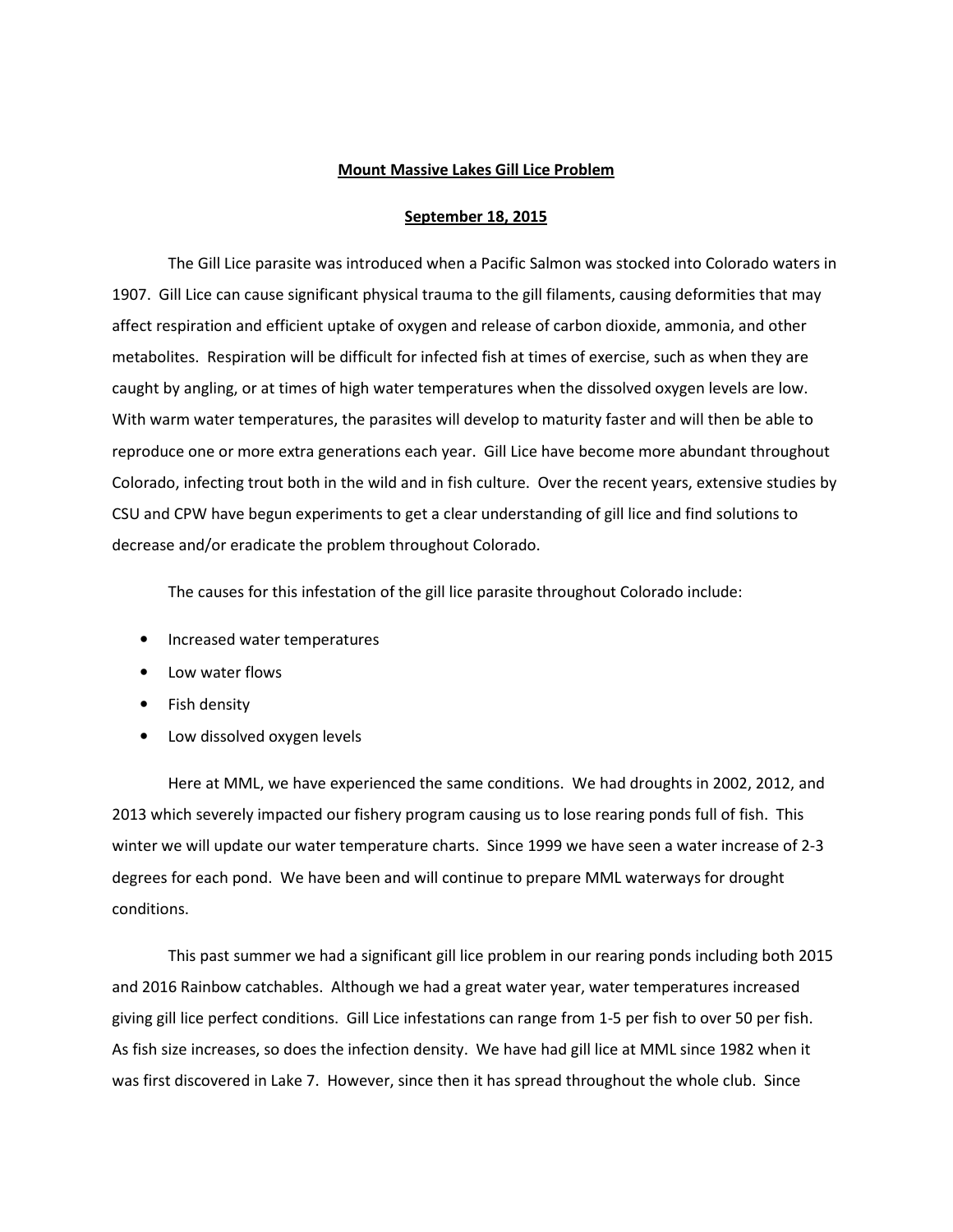**Mount Massive Lakes Gill Lice Problem**

**September 18, 2015**

The Gill Lice parasite was introduced when a Pacific Salmon was stocked into Colorado waters in 1907. Gill Lice can cause significant physical trauma to the gill filaments, causing deformities that may affect respiration and efficient uptake of oxygen and release of carbon dioxide, ammonia, and other metabolites. Respiration will be difficult for infected fish at times of exercise, such as when they are caught by angling, or at times of high water temperatures when the dissolved oxygen levels are low. With warm water temperatures, the parasites will develop to maturity faster and will then be able to reproduce one or more extra generations each year. Gill Lice have become more abundant throughout Colorado, infecting trout both in the wild and in fish culture. Over the recent years, extensive studies by CSU and CPW have begun experiments to get a clear understanding of gill lice and find solutions to decrease and/or eradicate the problem throughout Colorado.

The causes for this infestation of the gill lice parasite throughout Colorado include:

- Increased water temperatures
- Low water flows
- Fish density
- Low dissolved oxygen levels

Here at MML, we have experienced the same conditions. We had droughts in 2002, 2012, and 2013 which severely impacted our fishery program causing us to lose rearing ponds full of fish. This winter we will update our water temperature charts. Since 1999 we have seen a water increase of 2-3 degrees for each pond. We have been and will continue to prepare MML waterways for drought conditions.

This past summer we had a significant gill lice problem in our rearing ponds including both 2015 and 2016 Rainbow catchables. Although we had a great water year, water temperatures increased giving gill lice perfect conditions. Gill Lice infestations can range from 1-5 per fish to over 50 per fish. As fish size increases, so does the infection density. We have had gill lice at MML since 1982 when it was first discovered in Lake 7. However, since then it has spread throughout the whole club. Since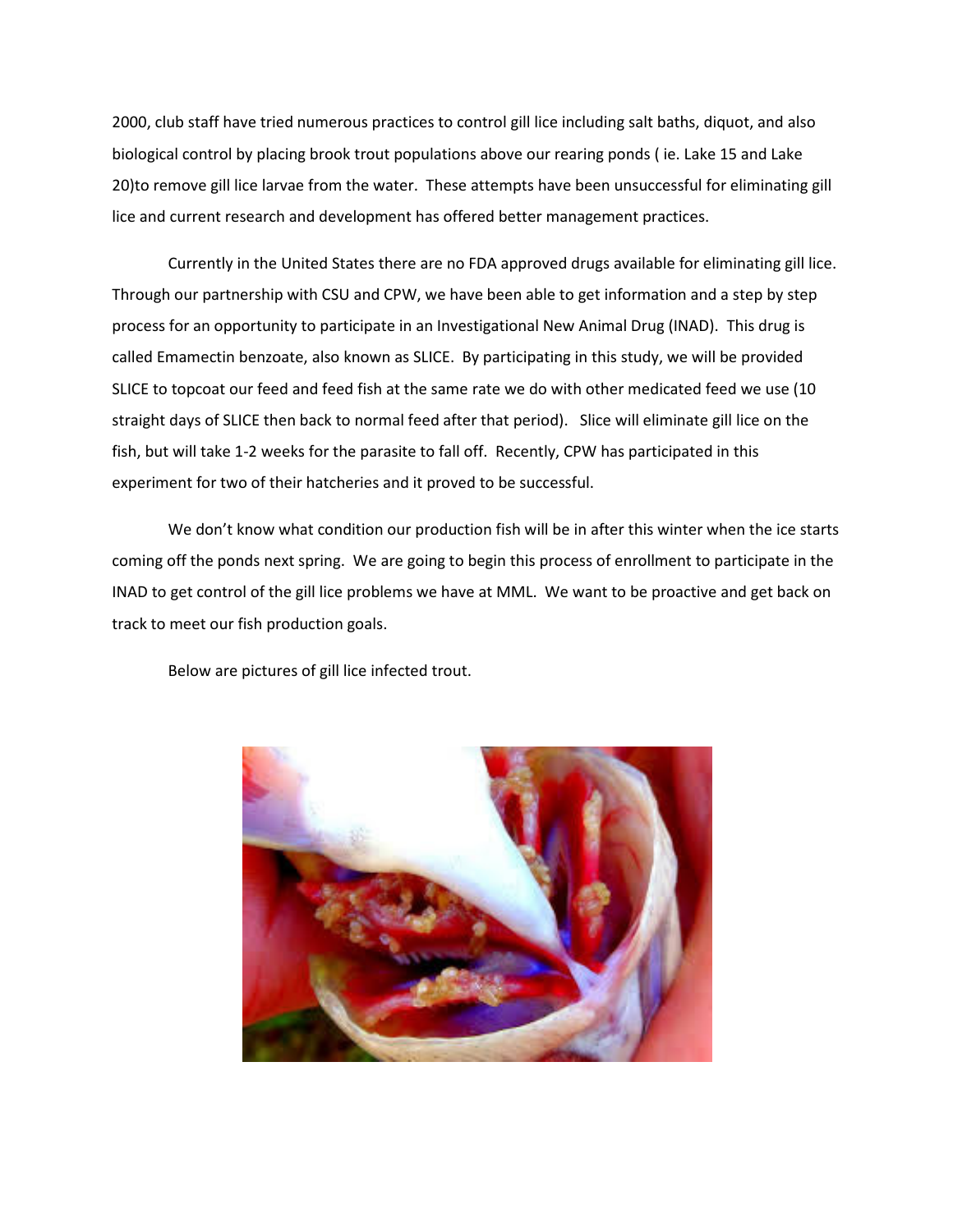2000, club staff have tried numerous practices to control gill lice including salt baths, diquot, and also biological control by placing brook trout populations above our rearing ponds ( ie. Lake 15 and Lake 20)to remove gill lice larvae from the water. These attempts have been unsuccessful for eliminating gill lice and current research and development has offered better management practices.

Currently in the United States there are no FDA approved drugs available for eliminating gill lice. Through our partnership with CSU and CPW, we have been able to get information and a step by step process for an opportunity to participate in an Investigational New Animal Drug (INAD). This drug is called Emamectin benzoate, also known as SLICE. By participating in this study, we will be provided SLICE to topcoat our feed and feed fish at the same rate we do with other medicated feed we use (10 straight days of SLICE then back to normal feed after that period). Slice will eliminate gill lice on the fish, but will take 1-2 weeks for the parasite to fall off. Recently, CPW has participated in this experiment for two of their hatcheries and it proved to be successful.

We don't know what condition our production fish will be in after this winter when the ice starts coming off the ponds next spring. We are going to begin this process of enrollment to participate in the INAD to get control of the gill lice problems we have at MML. We want to be proactive and get back on track to meet our fish production goals.

Below are pictures of gill lice infected trout.